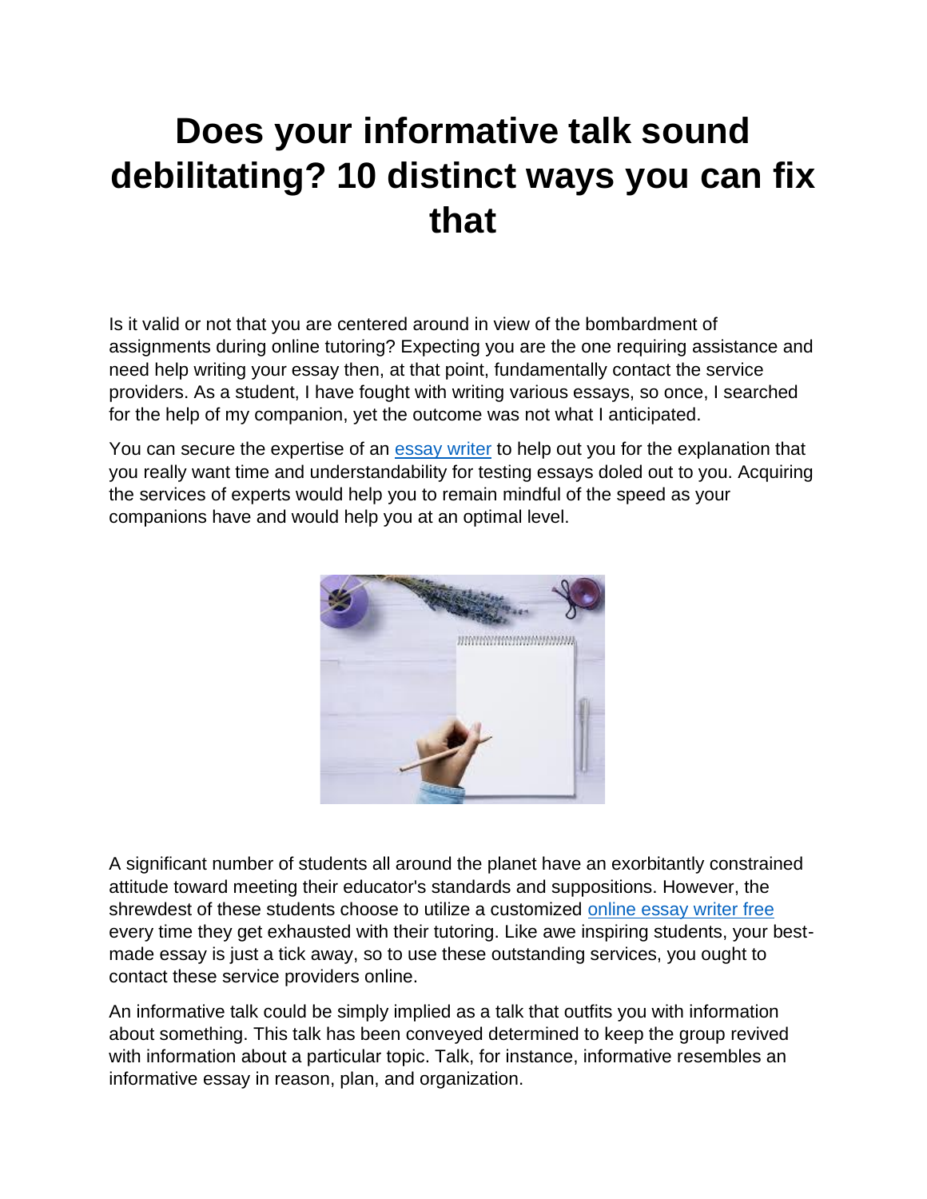# Does your informative talk sound debilitating? 10 distinct ways you can fix that

Is it valid or not that you are centered around in view of the bombardment of assignments during online tutoring? Expecting you are the one requiring assistance and need help writing your essay then, at that point, fundamentally contact the service providers. As a student, I have fought with writing various essays, so once, I searched for the help of my companion, yet the outcome was not what I anticipated.

You can secure the expertise of an [essay writer](essay writer) to help out you for the explanation that you really want time and understandability for testing essays doled out to you. Acquiring the services of experts would help you to remain mindful of the speed as your companions have and would help you at an optimal level.

A significant number of students all around the planet have an exorbitantly constrained attitude toward meeting their educator's standards and suppositions. However, the shrewdest of these students choose to utilize a customized [online essay writer free](online essay writer free) every time they get exhausted with their tutoring. Like awe inspiring students, your best-made essay is just a tick away, so to use these outstanding services, you ought to contact these service providers online.

An informative talk could be simply implied as a talk that outfits you with information about something. This talk has been conveyed determined to keep the group revived with information about a particular topic. Talk, for instance, informative resembles an informative essay in reason, plan, and organization.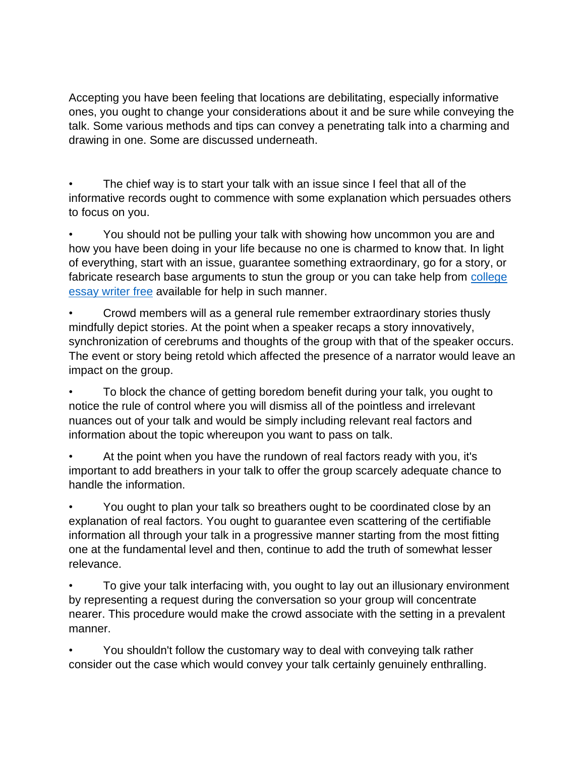Accepting you have been feeling that locations are debilitating, especially informative ones, you ought to change your considerations about it and be sure while conveying the talk. Some various methods and tips can convey a penetrating talk into a charming and drawing in one. Some are discussed underneath.

- The chief way is to start your talk with an issue since I feel that all of the informative records ought to commence with some explanation which persuades others to focus on you.
- You should not be pulling your talk with showing how uncommon you are and how you have been doing in your life because no one is charmed to know that. In light of everything, start with an issue, guarantee something extraordinary, go for a story, or fabricate research base arguments to stun the group or you can take help from [college essay writer free]() available for help in such manner.
- Crowd members will as a general rule remember extraordinary stories thusly mindfully depict stories. At the point when a speaker recaps a story innovatively, synchronization of cerebrums and thoughts of the group with that of the speaker occurs. The event or story being retold which affected the presence of a narrator would leave an impact on the group.
- To block the chance of getting boredom benefit during your talk, you ought to notice the rule of control where you will dismiss all of the pointless and irrelevant nuances out of your talk and would be simply including relevant real factors and information about the topic whereupon you want to pass on talk.
- At the point when you have the rundown of real factors ready with you, it's important to add breathers in your talk to offer the group scarcely adequate chance to handle the information.
- You ought to plan your talk so breathers ought to be coordinated close by an explanation of real factors. You ought to guarantee even scattering of the certifiable information all through your talk in a progressive manner starting from the most fitting one at the fundamental level and then, continue to add the truth of somewhat lesser relevance.
- To give your talk interfacing with, you ought to lay out an illusionary environment by representing a request during the conversation so your group will concentrate nearer. This procedure would make the crowd associate with the setting in a prevalent manner.
- You shouldn't follow the customary way to deal with conveying talk rather consider out the case which would convey your talk certainly genuinely enthralling.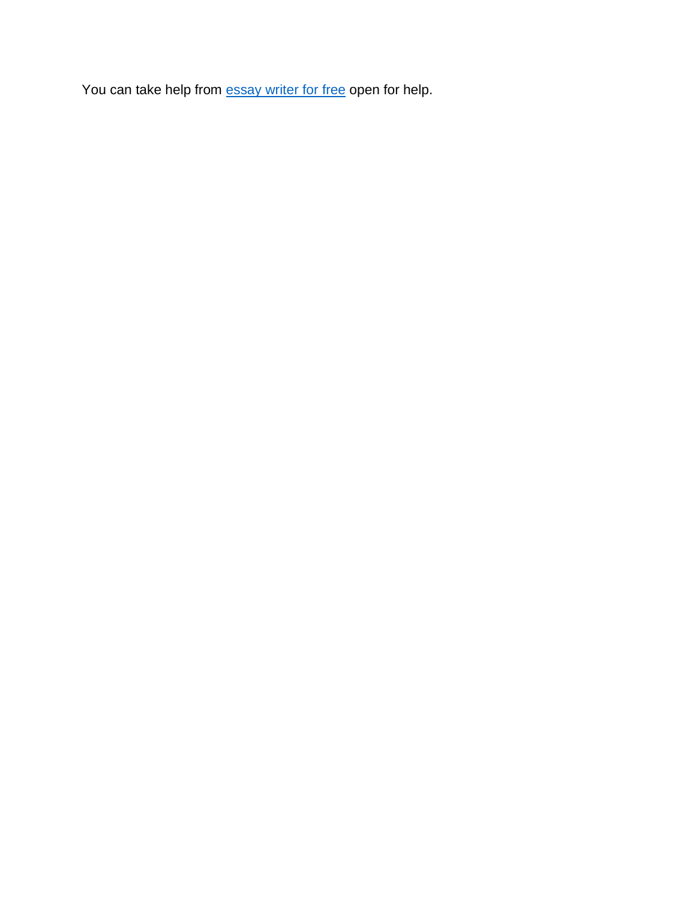You can take help from essay writer for free open for help.